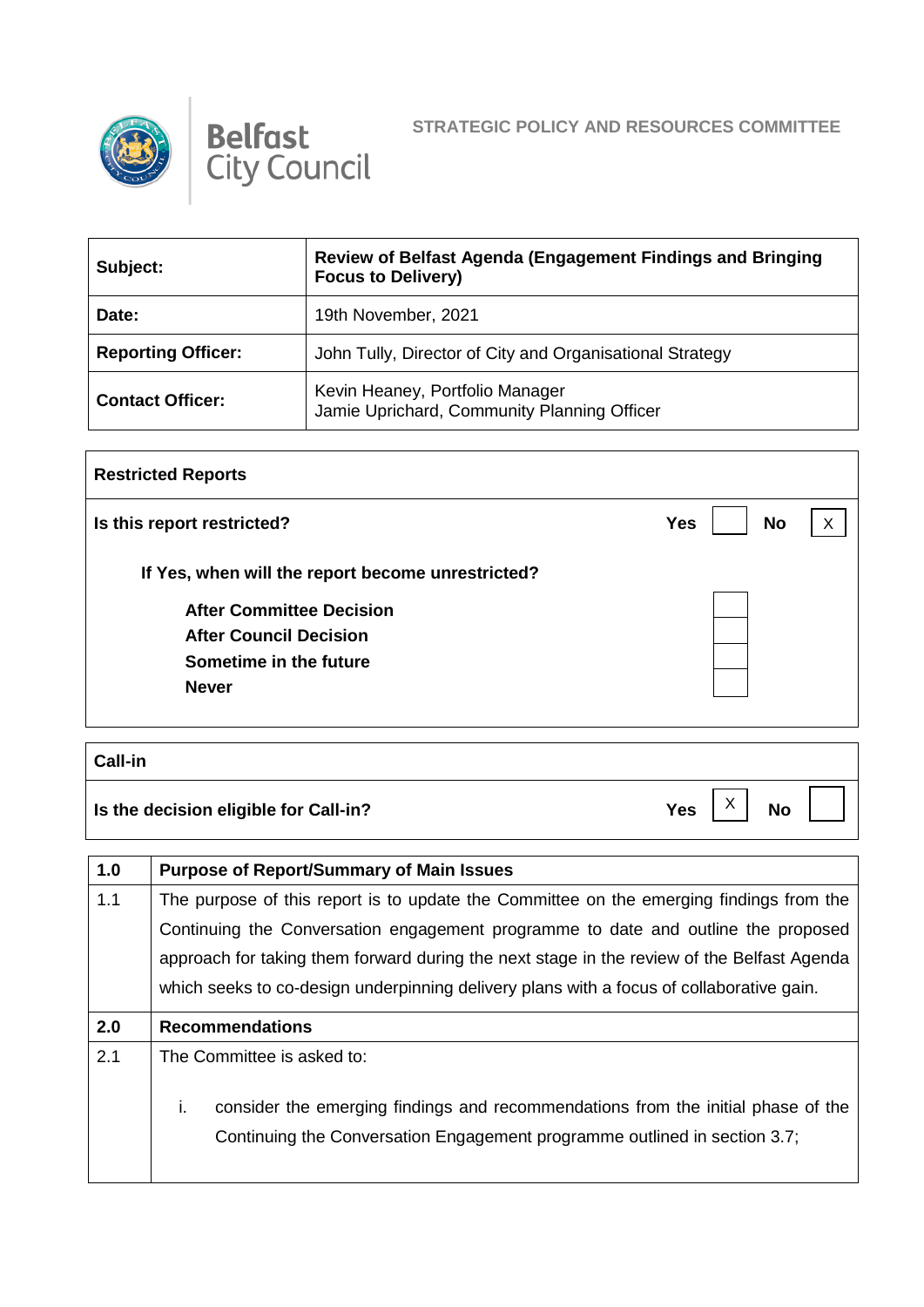Belfast City Council

**STRATEGIC POLICY AND RESOURCES COMMITTEE**

| | |
|---|---|
| **Subject:** | **Review of Belfast Agenda (Engagement Findings and Bringing Focus to Delivery)** |
| **Date:** | 19th November, 2021 |
| **Reporting Officer:** | John Tully, Director of City and Organisational Strategy |
| **Contact Officer:** | Kevin Heaney, Portfolio Manager<br>Jamie Uprichard, Community Planning Officer |

| **Restricted Reports** | | | | |
|---|---|---|---|---|
| **Is this report restricted?** | **Yes** | | **No** | X |
| **If Yes, when will the report become unrestricted?** | | | | |
| **After Committee Decision** | | | | |
| **After Council Decision** | | | | |
| **Sometime in the future** | | | | |
| **Never** | | | | |

| **Call-in** | | | | |
|---|---|---|---|---|
| **Is the decision eligible for Call-in?** | **Yes** | X | **No** | |

| **1.0** | **Purpose of Report/Summary of Main Issues** |
|---|---|
| 1.1 | The purpose of this report is to update the Committee on the emerging findings from the Continuing the Conversation engagement programme to date and outline the proposed approach for taking them forward during the next stage in the review of the Belfast Agenda which seeks to co-design underpinning delivery plans with a focus of collaborative gain. |
| **2.0** | **Recommendations** |
| 2.1 | The Committee is asked to:<br><br>i. consider the emerging findings and recommendations from the initial phase of the Continuing the Conversation Engagement programme outlined in section 3.7; |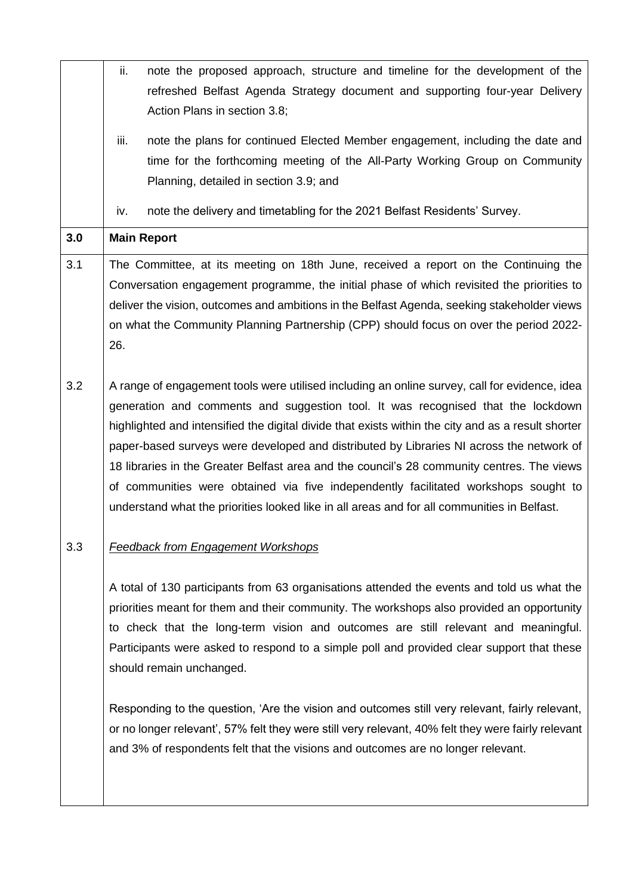| | |
|---|---|
| | ii. note the proposed approach, structure and timeline for the development of the refreshed Belfast Agenda Strategy document and supporting four-year Delivery Action Plans in section 3.8;<br><br>iii. note the plans for continued Elected Member engagement, including the date and time for the forthcoming meeting of the All-Party Working Group on Community Planning, detailed in section 3.9; and<br><br>iv. note the delivery and timetabling for the 2021 Belfast Residents' Survey. |
| **3.0** | **Main Report** |
| 3.1 | The Committee, at its meeting on 18th June, received a report on the Continuing the Conversation engagement programme, the initial phase of which revisited the priorities to deliver the vision, outcomes and ambitions in the Belfast Agenda, seeking stakeholder views on what the Community Planning Partnership (CPP) should focus on over the period 2022-26. |
| 3.2 | A range of engagement tools were utilised including an online survey, call for evidence, idea generation and comments and suggestion tool. It was recognised that the lockdown highlighted and intensified the digital divide that exists within the city and as a result shorter paper-based surveys were developed and distributed by Libraries NI across the network of 18 libraries in the Greater Belfast area and the council's 28 community centres. The views of communities were obtained via five independently facilitated workshops sought to understand what the priorities looked like in all areas and for all communities in Belfast. |
| 3.3 | *Feedback from Engagement Workshops*<br><br>A total of 130 participants from 63 organisations attended the events and told us what the priorities meant for them and their community. The workshops also provided an opportunity to check that the long-term vision and outcomes are still relevant and meaningful. Participants were asked to respond to a simple poll and provided clear support that these should remain unchanged.<br><br>Responding to the question, 'Are the vision and outcomes still very relevant, fairly relevant, or no longer relevant', 57% felt they were still very relevant, 40% felt they were fairly relevant and 3% of respondents felt that the visions and outcomes are no longer relevant. |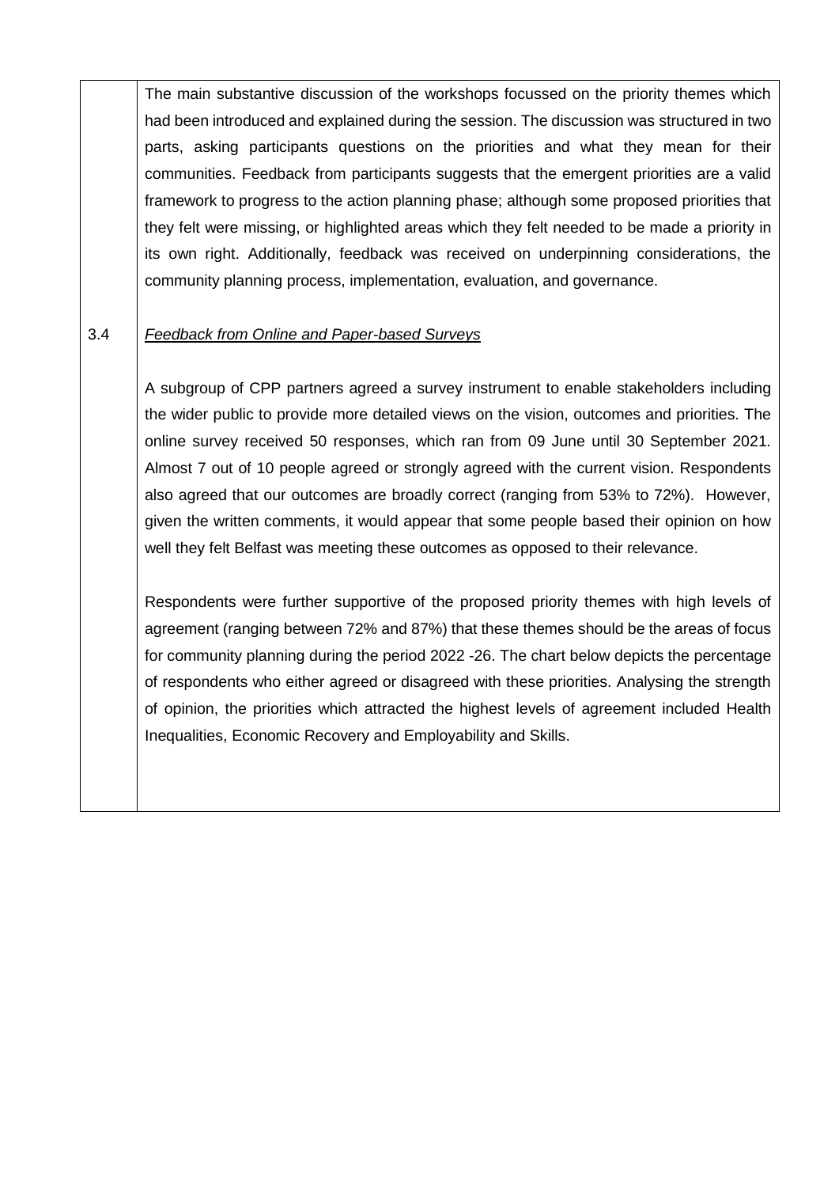The main substantive discussion of the workshops focussed on the priority themes which had been introduced and explained during the session. The discussion was structured in two parts, asking participants questions on the priorities and what they mean for their communities. Feedback from participants suggests that the emergent priorities are a valid framework to progress to the action planning phase; although some proposed priorities that they felt were missing, or highlighted areas which they felt needed to be made a priority in its own right. Additionally, feedback was received on underpinning considerations, the community planning process, implementation, evaluation, and governance.

3.4 *Feedback from Online and Paper-based Surveys*

A subgroup of CPP partners agreed a survey instrument to enable stakeholders including the wider public to provide more detailed views on the vision, outcomes and priorities. The online survey received 50 responses, which ran from 09 June until 30 September 2021. Almost 7 out of 10 people agreed or strongly agreed with the current vision. Respondents also agreed that our outcomes are broadly correct (ranging from 53% to 72%). However, given the written comments, it would appear that some people based their opinion on how well they felt Belfast was meeting these outcomes as opposed to their relevance.

Respondents were further supportive of the proposed priority themes with high levels of agreement (ranging between 72% and 87%) that these themes should be the areas of focus for community planning during the period 2022 -26. The chart below depicts the percentage of respondents who either agreed or disagreed with these priorities. Analysing the strength of opinion, the priorities which attracted the highest levels of agreement included Health Inequalities, Economic Recovery and Employability and Skills.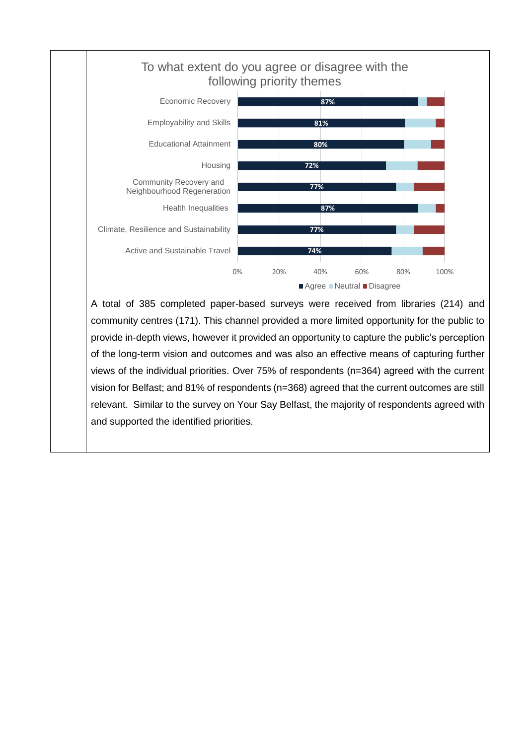**To what extent do you agree or disagree with the following priority themes**

| Priority theme | Agree |
|---|---|
| Economic Recovery | 87% |
| Employability and Skills | 81% |
| Educational Attainment | 80% |
| Housing | 72% |
| Community Recovery and Neighbourhood Regeneration | 77% |
| Health Inequalities | 87% |
| Climate, Resilience and Sustainability | 77% |
| Active and Sustainable Travel | 74% |

Agree / Neutral / Disagree

A total of 385 completed paper-based surveys were received from libraries (214) and community centres (171). This channel provided a more limited opportunity for the public to provide in-depth views, however it provided an opportunity to capture the public's perception of the long-term vision and outcomes and was also an effective means of capturing further views of the individual priorities. Over 75% of respondents (n=364) agreed with the current vision for Belfast; and 81% of respondents (n=368) agreed that the current outcomes are still relevant. Similar to the survey on Your Say Belfast, the majority of respondents agreed with and supported the identified priorities.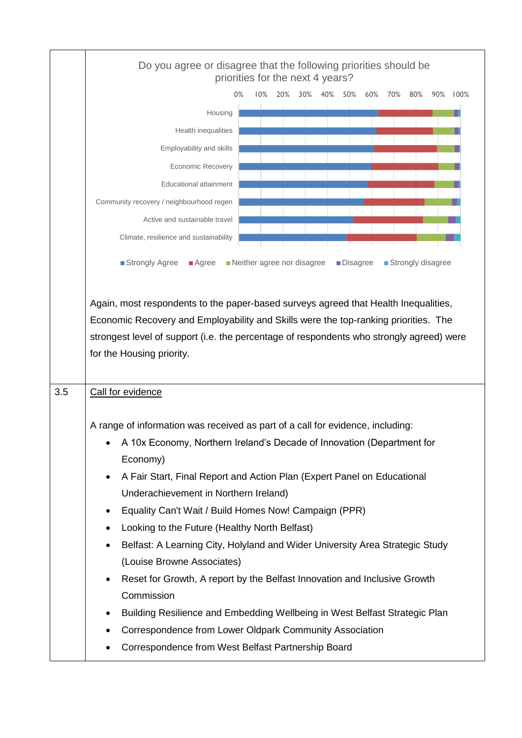Do you agree or disagree that the following priorities should be priorities for the next 4 years?

0% 10% 20% 30% 40% 50% 60% 70% 80% 90% 100%

Housing

Health inequalities

Employability and skills

Economic Recovery

Educational attainment

Community recovery / neighbourhood regen

Active and sustainable travel

Climate, resilience and sustainability

■ Strongly Agree ■ Agree ■ Neither agree nor disagree ■ Disagree ■ Strongly disagree

Again, most respondents to the paper-based surveys agreed that Health Inequalities, Economic Recovery and Employability and Skills were the top-ranking priorities. The strongest level of support (i.e. the percentage of respondents who strongly agreed) were for the Housing priority.

3.5 Call for evidence

A range of information was received as part of a call for evidence, including:

- A 10x Economy, Northern Ireland's Decade of Innovation (Department for Economy)
- A Fair Start, Final Report and Action Plan (Expert Panel on Educational Underachievement in Northern Ireland)
- Equality Can't Wait / Build Homes Now! Campaign (PPR)
- Looking to the Future (Healthy North Belfast)
- Belfast: A Learning City, Holyland and Wider University Area Strategic Study (Louise Browne Associates)
- Reset for Growth, A report by the Belfast Innovation and Inclusive Growth Commission
- Building Resilience and Embedding Wellbeing in West Belfast Strategic Plan
- Correspondence from Lower Oldpark Community Association
- Correspondence from West Belfast Partnership Board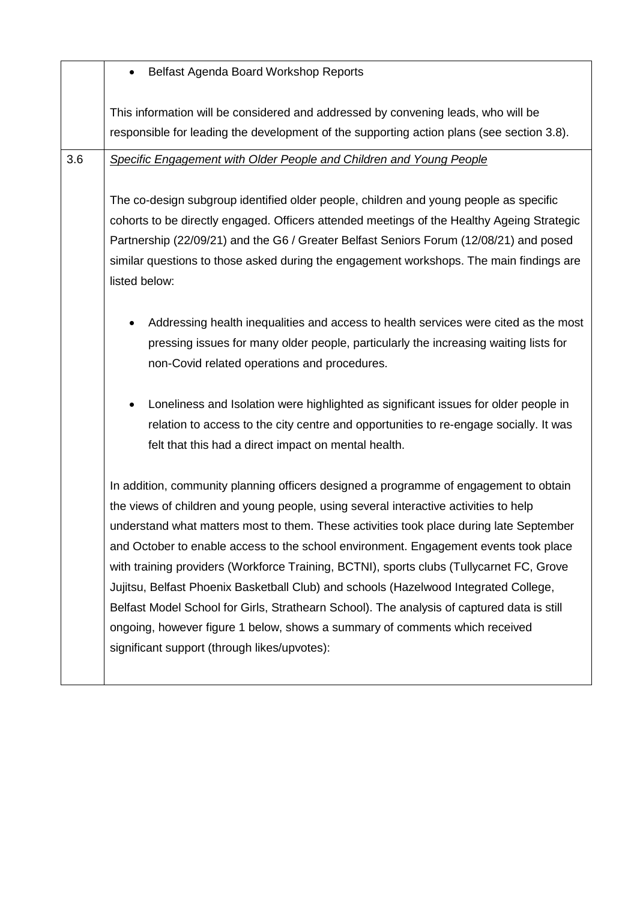| | |
|---|---|
| | • Belfast Agenda Board Workshop Reports<br><br>This information will be considered and addressed by convening leads, who will be responsible for leading the development of the supporting action plans (see section 3.8). |
| 3.6 | <u>*Specific Engagement with Older People and Children and Young People*</u><br><br>The co-design subgroup identified older people, children and young people as specific cohorts to be directly engaged. Officers attended meetings of the Healthy Ageing Strategic Partnership (22/09/21) and the G6 / Greater Belfast Seniors Forum (12/08/21) and posed similar questions to those asked during the engagement workshops. The main findings are listed below:<br><br>• Addressing health inequalities and access to health services were cited as the most pressing issues for many older people, particularly the increasing waiting lists for non-Covid related operations and procedures.<br><br>• Loneliness and Isolation were highlighted as significant issues for older people in relation to access to the city centre and opportunities to re-engage socially. It was felt that this had a direct impact on mental health.<br><br>In addition, community planning officers designed a programme of engagement to obtain the views of children and young people, using several interactive activities to help understand what matters most to them. These activities took place during late September and October to enable access to the school environment. Engagement events took place with training providers (Workforce Training, BCTNI), sports clubs (Tullycarnet FC, Grove Jujitsu, Belfast Phoenix Basketball Club) and schools (Hazelwood Integrated College, Belfast Model School for Girls, Strathearn School). The analysis of captured data is still ongoing, however figure 1 below, shows a summary of comments which received significant support (through likes/upvotes): |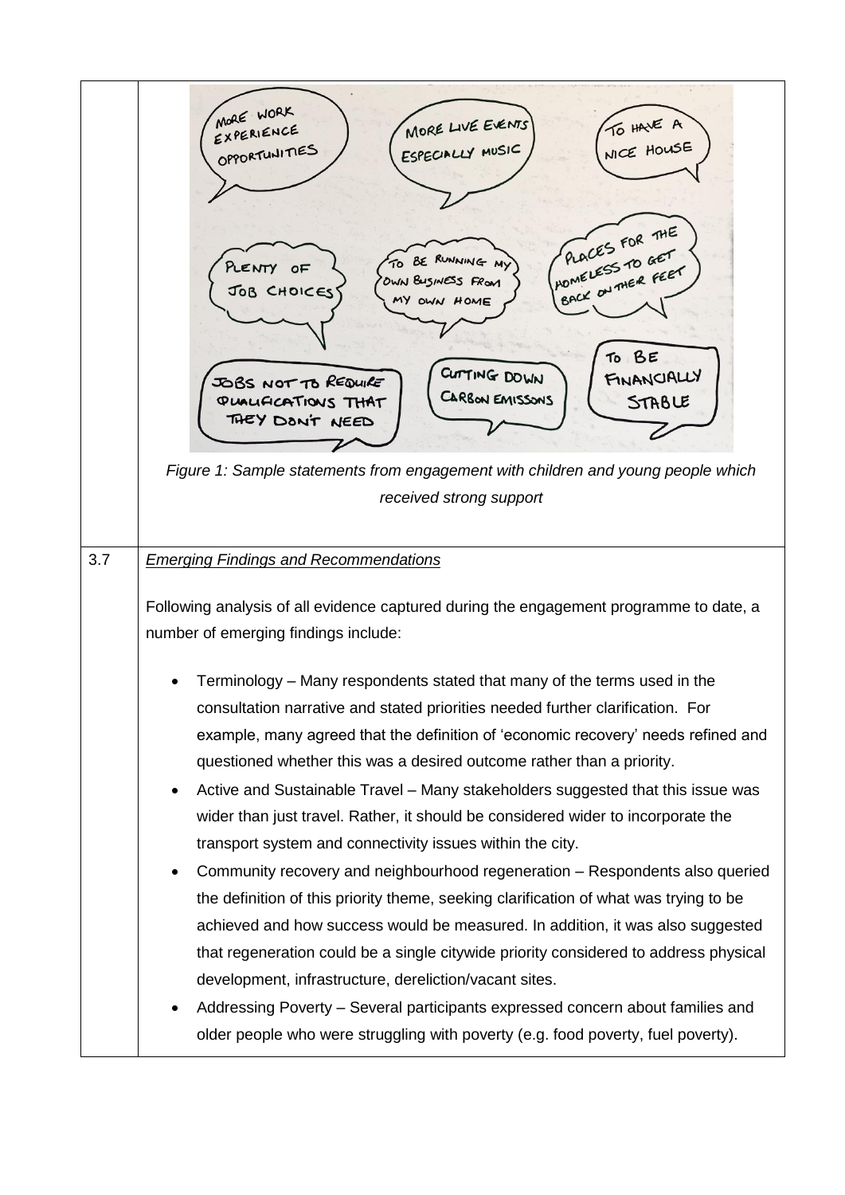MORE WORK EXPERIENCE OPPORTUNITIES

MORE LIVE EVENTS ESPECIALLY MUSIC

TO HAVE A NICE HOUSE

PLENTY OF JOB CHOICES

TO BE RUNNING MY OWN BUSINESS FROM MY OWN HOME

PLACES FOR THE HOMELESS TO GET BACK ON THEIR FEET

JOBS NOT TO REQUIRE QUALIFICATIONS THAT THEY DON'T NEED

CUTTING DOWN CARBON EMISSONS

TO BE FINANCIALLY STABLE

*Figure 1: Sample statements from engagement with children and young people which received strong support*

3.7 *<u>Emerging Findings and Recommendations</u>*

Following analysis of all evidence captured during the engagement programme to date, a number of emerging findings include:

- Terminology – Many respondents stated that many of the terms used in the consultation narrative and stated priorities needed further clarification. For example, many agreed that the definition of 'economic recovery' needs refined and questioned whether this was a desired outcome rather than a priority.
- Active and Sustainable Travel – Many stakeholders suggested that this issue was wider than just travel. Rather, it should be considered wider to incorporate the transport system and connectivity issues within the city.
- Community recovery and neighbourhood regeneration – Respondents also queried the definition of this priority theme, seeking clarification of what was trying to be achieved and how success would be measured. In addition, it was also suggested that regeneration could be a single citywide priority considered to address physical development, infrastructure, dereliction/vacant sites.
- Addressing Poverty – Several participants expressed concern about families and older people who were struggling with poverty (e.g. food poverty, fuel poverty).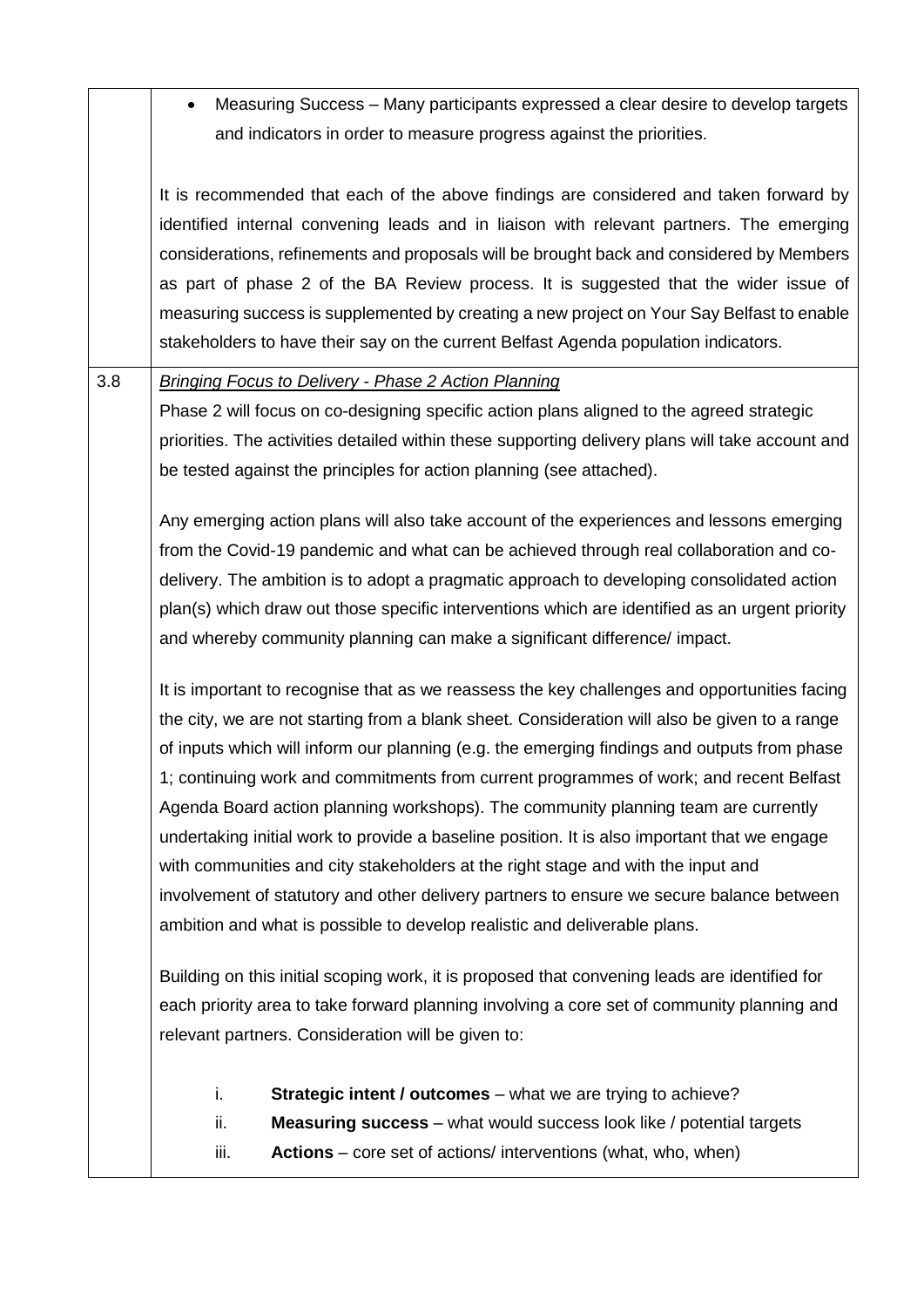|  |  |
|---|---|
|  | • Measuring Success – Many participants expressed a clear desire to develop targets and indicators in order to measure progress against the priorities.<br><br>It is recommended that each of the above findings are considered and taken forward by identified internal convening leads and in liaison with relevant partners. The emerging considerations, refinements and proposals will be brought back and considered by Members as part of phase 2 of the BA Review process. It is suggested that the wider issue of measuring success is supplemented by creating a new project on Your Say Belfast to enable stakeholders to have their say on the current Belfast Agenda population indicators. |
| 3.8 | *Bringing Focus to Delivery - Phase 2 Action Planning*<br>Phase 2 will focus on co-designing specific action plans aligned to the agreed strategic priorities. The activities detailed within these supporting delivery plans will take account and be tested against the principles for action planning (see attached).<br><br>Any emerging action plans will also take account of the experiences and lessons emerging from the Covid-19 pandemic and what can be achieved through real collaboration and co-delivery. The ambition is to adopt a pragmatic approach to developing consolidated action plan(s) which draw out those specific interventions which are identified as an urgent priority and whereby community planning can make a significant difference/ impact.<br><br>It is important to recognise that as we reassess the key challenges and opportunities facing the city, we are not starting from a blank sheet. Consideration will also be given to a range of inputs which will inform our planning (e.g. the emerging findings and outputs from phase 1; continuing work and commitments from current programmes of work; and recent Belfast Agenda Board action planning workshops). The community planning team are currently undertaking initial work to provide a baseline position. It is also important that we engage with communities and city stakeholders at the right stage and with the input and involvement of statutory and other delivery partners to ensure we secure balance between ambition and what is possible to develop realistic and deliverable plans.<br><br>Building on this initial scoping work, it is proposed that convening leads are identified for each priority area to take forward planning involving a core set of community planning and relevant partners. Consideration will be given to:<br><br>i. **Strategic intent / outcomes** – what we are trying to achieve?<br>ii. **Measuring success** – what would success look like / potential targets<br>iii. **Actions** – core set of actions/ interventions (what, who, when) |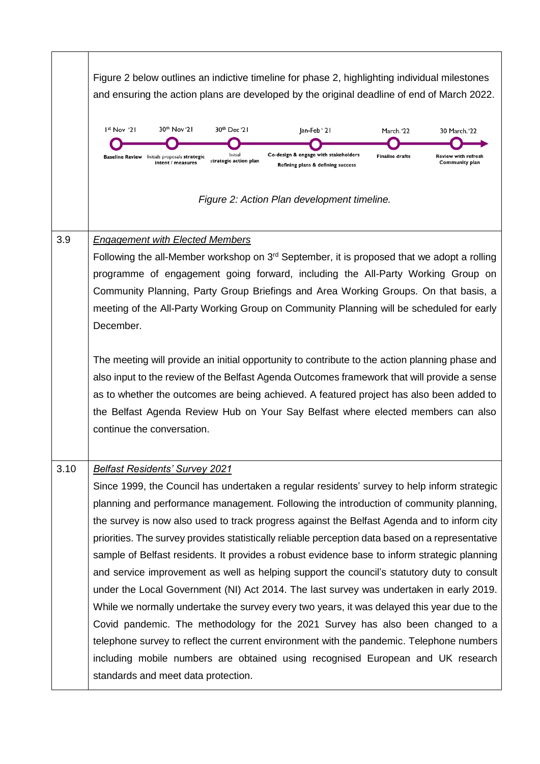| | |
|---|---|
| | Figure 2 below outlines an indictive timeline for phase 2, highlighting individual milestones and ensuring the action plans are developed by the original deadline of end of March 2022. |
| | 1st Nov '21 – Baseline Review; 30th Nov '21 – Initials proposals strategic intent / measures; 30th Dec '21 – Initial strategic action plan; Jan-Feb ' 21 – Co-design & engage with stakeholders, Refining plans & defining success; March.'22 – Finalise drafts; 30 March.'22 – Review with refresh Community plan |
| | *Figure 2: Action Plan development timeline.* |
| 3.9 | ***Engagement with Elected Members***<br>Following the all-Member workshop on 3rd September, it is proposed that we adopt a rolling programme of engagement going forward, including the All-Party Working Group on Community Planning, Party Group Briefings and Area Working Groups. On that basis, a meeting of the All-Party Working Group on Community Planning will be scheduled for early December.<br><br>The meeting will provide an initial opportunity to contribute to the action planning phase and also input to the review of the Belfast Agenda Outcomes framework that will provide a sense as to whether the outcomes are being achieved. A featured project has also been added to the Belfast Agenda Review Hub on Your Say Belfast where elected members can also continue the conversation. |
| 3.10 | ***Belfast Residents' Survey 2021***<br>Since 1999, the Council has undertaken a regular residents' survey to help inform strategic planning and performance management. Following the introduction of community planning, the survey is now also used to track progress against the Belfast Agenda and to inform city priorities. The survey provides statistically reliable perception data based on a representative sample of Belfast residents. It provides a robust evidence base to inform strategic planning and service improvement as well as helping support the council's statutory duty to consult under the Local Government (NI) Act 2014. The last survey was undertaken in early 2019. While we normally undertake the survey every two years, it was delayed this year due to the Covid pandemic. The methodology for the 2021 Survey has also been changed to a telephone survey to reflect the current environment with the pandemic. Telephone numbers including mobile numbers are obtained using recognised European and UK research standards and meet data protection. |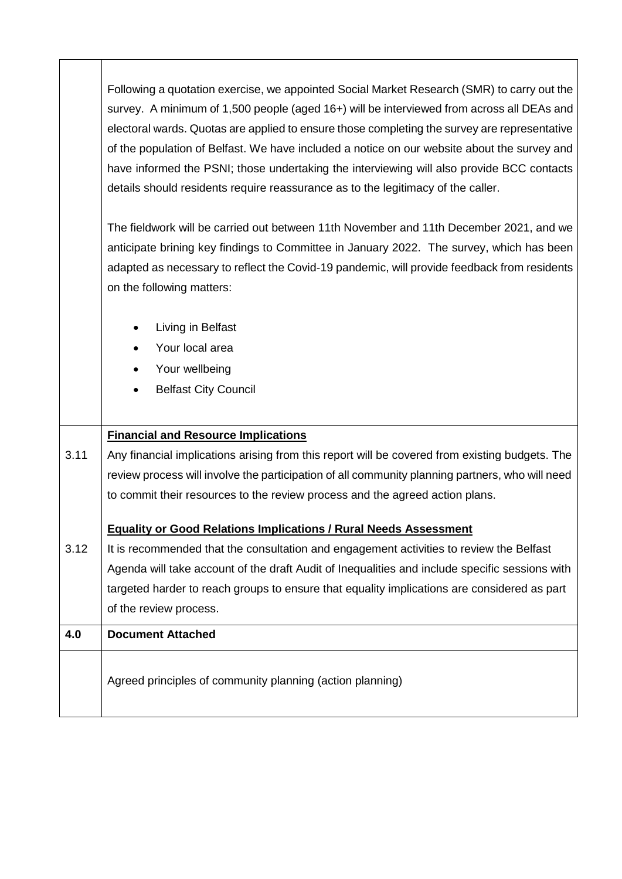| | |
|---|---|
| | Following a quotation exercise, we appointed Social Market Research (SMR) to carry out the survey. A minimum of 1,500 people (aged 16+) will be interviewed from across all DEAs and electoral wards. Quotas are applied to ensure those completing the survey are representative of the population of Belfast. We have included a notice on our website about the survey and have informed the PSNI; those undertaking the interviewing will also provide BCC contacts details should residents require reassurance as to the legitimacy of the caller.<br><br>The fieldwork will be carried out between 11th November and 11th December 2021, and we anticipate brining key findings to Committee in January 2022. The survey, which has been adapted as necessary to reflect the Covid-19 pandemic, will provide feedback from residents on the following matters:<br><br>• Living in Belfast<br>• Your local area<br>• Your wellbeing<br>• Belfast City Council |
| 3.11 | **Financial and Resource Implications**<br>Any financial implications arising from this report will be covered from existing budgets. The review process will involve the participation of all community planning partners, who will need to commit their resources to the review process and the agreed action plans. |
| 3.12 | **Equality or Good Relations Implications / Rural Needs Assessment**<br>It is recommended that the consultation and engagement activities to review the Belfast Agenda will take account of the draft Audit of Inequalities and include specific sessions with targeted harder to reach groups to ensure that equality implications are considered as part of the review process. |
| **4.0** | **Document Attached** |
| | Agreed principles of community planning (action planning) |